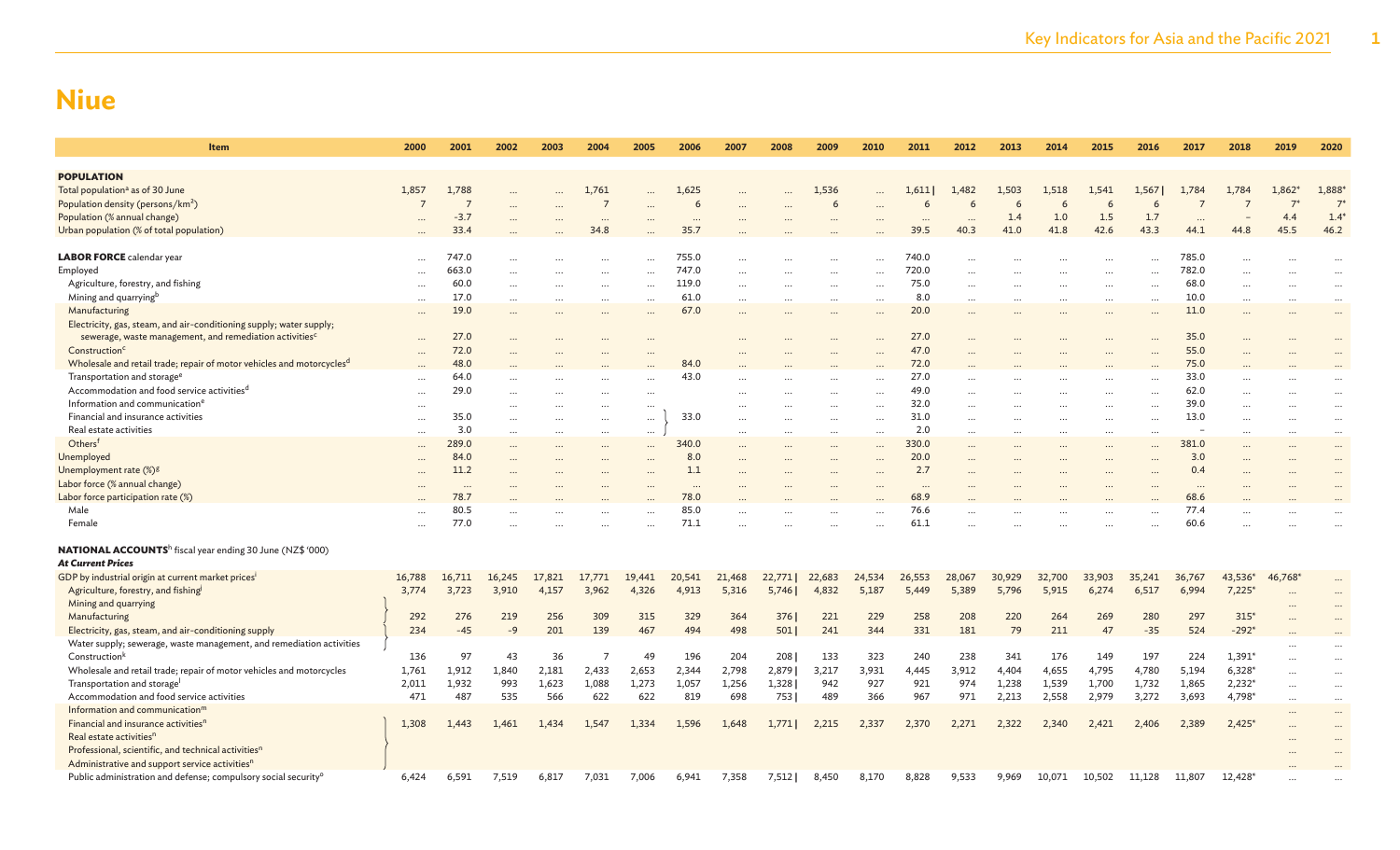# Niue

| Item | 2000 | 2001 | 2002 | 2003 | 2004 | 2005 | 2006 | 2007 | 2008 | 2009 | 2010 | 2011 | 2012 | 2013 | 2014 | 2015 | 2016 | 2017 | 2018 | 2019 | 2020 |
|---|---|---|---|---|---|---|---|---|---|---|---|---|---|---|---|---|---|---|---|---|---|
| **POPULATION** | | | | | | | | | | | | | | | | | | | | | |
| Total population[a] as of 30 June | 1,857 | 1,788 | ... | ... | 1,761 | ... | 1,625 | ... | ... | 1,536 | ... | 1,611 \| | 1,482 | 1,503 | 1,518 | 1,541 | 1,567 \| | 1,784 | 1,784 | 1,862* | 1,888* |
| Population density (persons/km²) | 7 | 7 | ... | ... | 7 | ... | 6 | ... | ... | 6 | ... | 6 | 6 | 6 | 6 | 6 | 6 | 7 | 7 | 7* | 7* |
| Population (% annual change) | ... | -3.7 | ... | ... | ... | ... | ... | ... | ... | ... | ... | ... | ... | 1.4 | 1.0 | 1.5 | 1.7 | ... | – | 4.4 | 1.4* |
| Urban population (% of total population) | ... | 33.4 | ... | ... | 34.8 | ... | 35.7 | ... | ... | ... | ... | 39.5 | 40.3 | 41.0 | 41.8 | 42.6 | 43.3 | 44.1 | 44.8 | 45.5 | 46.2 |
| **LABOR FORCE** calendar year | ... | 747.0 | ... | ... | ... | ... | 755.0 | ... | ... | ... | ... | 740.0 | ... | ... | ... | ... | ... | 785.0 | ... | ... | ... |
| Employed | ... | 663.0 | ... | ... | ... | ... | 747.0 | ... | ... | ... | ... | 720.0 | ... | ... | ... | ... | ... | 782.0 | ... | ... | ... |
| Agriculture, forestry, and fishing | ... | 60.0 | ... | ... | ... | ... | 119.0 | ... | ... | ... | ... | 75.0 | ... | ... | ... | ... | ... | 68.0 | ... | ... | ... |
| Mining and quarrying[b] | ... | 17.0 | ... | ... | ... | ... | 61.0 | ... | ... | ... | ... | 8.0 | ... | ... | ... | ... | ... | 10.0 | ... | ... | ... |
| Manufacturing | ... | 19.0 | ... | ... | ... | ... | 67.0 | ... | ... | ... | ... | 20.0 | ... | ... | ... | ... | ... | 11.0 | ... | ... | ... |
| Electricity, gas, steam, and air-conditioning supply; water supply; sewerage, waste management, and remediation activities[c] | ... | 27.0 | ... | ... | ... | ... | | ... | ... | ... | ... | 27.0 | ... | ... | ... | ... | ... | 35.0 | ... | ... | ... |
| Construction[c] | ... | 72.0 | ... | ... | ... | ... | | ... | ... | ... | ... | 47.0 | ... | ... | ... | ... | ... | 55.0 | ... | ... | ... |
| Wholesale and retail trade; repair of motor vehicles and motorcycles[d] | ... | 48.0 | ... | ... | ... | ... | 84.0 | ... | ... | ... | ... | 72.0 | ... | ... | ... | ... | ... | 75.0 | ... | ... | ... |
| Transportation and storage[e] | ... | 64.0 | ... | ... | ... | ... | 43.0 | ... | ... | ... | ... | 27.0 | ... | ... | ... | ... | ... | 33.0 | ... | ... | ... |
| Accommodation and food service activities[d] | ... | 29.0 | ... | ... | ... | ... | | ... | ... | ... | ... | 49.0 | ... | ... | ... | ... | ... | 62.0 | ... | ... | ... |
| Information and communication[e] | ... | | ... | ... | ... | ... | | ... | ... | ... | ... | 32.0 | ... | ... | ... | ... | ... | 39.0 | ... | ... | ... |
| Financial and insurance activities | ... | 35.0 | ... | ... | ... | ... | 33.0 | ... | ... | ... | ... | 31.0 | ... | ... | ... | ... | ... | 13.0 | ... | ... | ... |
| Real estate activities | ... | 3.0 | ... | ... | ... | ... | | ... | ... | ... | ... | 2.0 | ... | ... | ... | ... | ... | – | ... | ... | ... |
| Others[f] | ... | 289.0 | ... | ... | ... | ... | 340.0 | ... | ... | ... | ... | 330.0 | ... | ... | ... | ... | ... | 381.0 | ... | ... | ... |
| Unemployed | ... | 84.0 | ... | ... | ... | ... | 8.0 | ... | ... | ... | ... | 20.0 | ... | ... | ... | ... | ... | 3.0 | ... | ... | ... |
| Unemployment rate (%)[g] | ... | 11.2 | ... | ... | ... | ... | 1.1 | ... | ... | ... | ... | 2.7 | ... | ... | ... | ... | ... | 0.4 | ... | ... | ... |
| Labor force (% annual change) | ... | ... | ... | ... | ... | ... | ... | ... | ... | ... | ... | ... | ... | ... | ... | ... | ... | ... | ... | ... | ... |
| Labor force participation rate (%) | ... | 78.7 | ... | ... | ... | ... | 78.0 | ... | ... | ... | ... | 68.9 | ... | ... | ... | ... | ... | 68.6 | ... | ... | ... |
| Male | ... | 80.5 | ... | ... | ... | ... | 85.0 | ... | ... | ... | ... | 76.6 | ... | ... | ... | ... | ... | 77.4 | ... | ... | ... |
| Female | ... | 77.0 | ... | ... | ... | ... | 71.1 | ... | ... | ... | ... | 61.1 | ... | ... | ... | ... | ... | 60.6 | ... | ... | ... |
| **NATIONAL ACCOUNTS**[h] fiscal year ending 30 June (NZ$ '000) | | | | | | | | | | | | | | | | | | | | | |
| ***At Current Prices*** | | | | | | | | | | | | | | | | | | | | | |
| GDP by industrial origin at current market prices[i] | 16,788 | 16,711 | 16,245 | 17,821 | 17,771 | 19,441 | 20,541 | 21,468 | 22,771 \| | 22,683 | 24,534 | 26,553 | 28,067 | 30,929 | 32,700 | 33,903 | 35,241 | 36,767 | 43,536* | 46,768* | ... |
| Agriculture, forestry, and fishing[j] | 3,774 | 3,723 | 3,910 | 4,157 | 3,962 | 4,326 | 4,913 | 5,316 | 5,746 \| | 4,832 | 5,187 | 5,449 | 5,389 | 5,796 | 5,915 | 6,274 | 6,517 | 6,994 | 7,225* | ... | ... |
| Mining and quarrying | | | | | | | | | | | | | | | | | | | | ... | ... |
| Manufacturing | 292 | 276 | 219 | 256 | 309 | 315 | 329 | 364 | 376 \| | 221 | 229 | 258 | 208 | 220 | 264 | 269 | 280 | 297 | 315* | ... | ... |
| Electricity, gas, steam, and air-conditioning supply | 234 | -45 | -9 | 201 | 139 | 467 | 494 | 498 | 501 \| | 241 | 344 | 331 | 181 | 79 | 211 | 47 | -35 | 524 | -292* | ... | ... |
| Water supply; sewerage, waste management, and remediation activities | | | | | | | | | | | | | | | | | | | | ... | ... |
| Construction[k] | 136 | 97 | 43 | 36 | 7 | 49 | 196 | 204 | 208 \| | 133 | 323 | 240 | 238 | 341 | 176 | 149 | 197 | 224 | 1,391* | ... | ... |
| Wholesale and retail trade; repair of motor vehicles and motorcycles | 1,761 | 1,912 | 1,840 | 2,181 | 2,433 | 2,653 | 2,344 | 2,798 | 2,879 \| | 3,217 | 3,931 | 4,445 | 3,912 | 4,404 | 4,655 | 4,795 | 4,780 | 5,194 | 6,328* | ... | ... |
| Transportation and storage[l] | 2,011 | 1,932 | 993 | 1,623 | 1,088 | 1,273 | 1,057 | 1,256 | 1,328 \| | 942 | 927 | 921 | 974 | 1,238 | 1,539 | 1,700 | 1,732 | 1,865 | 2,232* | ... | ... |
| Accommodation and food service activities | 471 | 487 | 535 | 566 | 622 | 622 | 819 | 698 | 753 \| | 489 | 366 | 967 | 971 | 2,213 | 2,558 | 2,979 | 3,272 | 3,693 | 4,798* | ... | ... |
| Information and communication[m] | | | | | | | | | | | | | | | | | | | | ... | ... |
| Financial and insurance activities[n] | 1,308 | 1,443 | 1,461 | 1,434 | 1,547 | 1,334 | 1,596 | 1,648 | 1,771 \| | 2,215 | 2,337 | 2,370 | 2,271 | 2,322 | 2,340 | 2,421 | 2,406 | 2,389 | 2,425* | ... | ... |
| Real estate activities[n] | | | | | | | | | | | | | | | | | | | | ... | ... |
| Professional, scientific, and technical activities[n] | | | | | | | | | | | | | | | | | | | | ... | ... |
| Administrative and support service activities[n] | | | | | | | | | | | | | | | | | | | | ... | ... |
| Public administration and defense; compulsory social security[o] | 6,424 | 6,591 | 7,519 | 6,817 | 7,031 | 7,006 | 6,941 | 7,358 | 7,512 \| | 8,450 | 8,170 | 8,828 | 9,533 | 9,969 | 10,071 | 10,502 | 11,128 | 11,807 | 12,428* | ... | ... |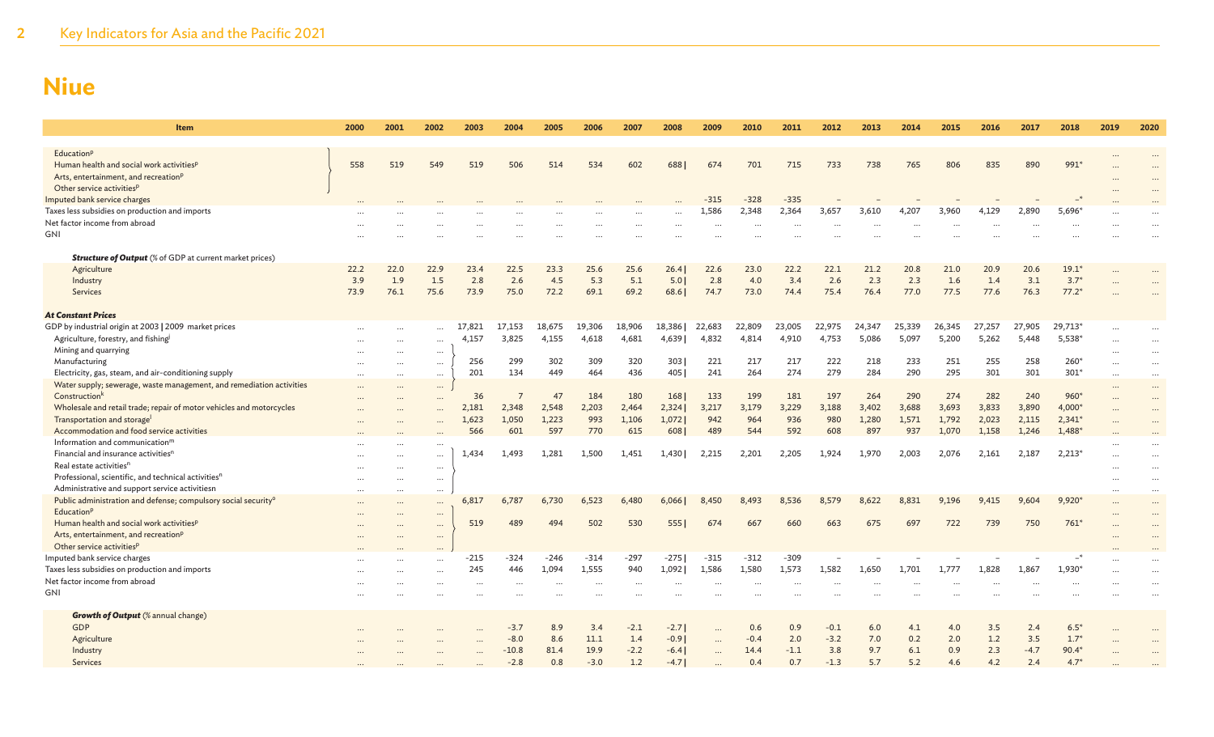# Niue

| Item | 2000 | 2001 | 2002 | 2003 | 2004 | 2005 | 2006 | 2007 | 2008 | 2009 | 2010 | 2011 | 2012 | 2013 | 2014 | 2015 | 2016 | 2017 | 2018 | 2019 | 2020 |
|---|---|---|---|---|---|---|---|---|---|---|---|---|---|---|---|---|---|---|---|---|---|
| Education[p] | | | | | | | | | | | | | | | | | | | | … | … |
| Human health and social work activities[p] | 558 | 519 | 549 | 519 | 506 | 514 | 534 | 602 | 688 | 674 | 701 | 715 | 733 | 738 | 765 | 806 | 835 | 890 | 991* | … | … |
| Arts, entertainment, and recreation[p] | | | | | | | | | | | | | | | | | | | | … | … |
| Other service activities[p] | | | | | | | | | | | | | | | | | | | | … | … |
| Imputed bank service charges | … | … | … | … | … | … | … | … | … | −315 | −328 | −335 | – | – | – | – | – | – | –* | … | … |
| Taxes less subsidies on production and imports | … | … | … | … | … | … | … | … | … | 1,586 | 2,348 | 2,364 | 3,657 | 3,610 | 4,207 | 3,960 | 4,129 | 2,890 | 5,696* | … | … |
| Net factor income from abroad | … | … | … | … | … | … | … | … | … | … | … | … | … | … | … | … | … | … | … | … | … |
| GNI | … | … | … | … | … | … | … | … | … | … | … | … | … | … | … | … | … | … | … | … | … |
| ***Structure of Output*** (% of GDP at current market prices) | | | | | | | | | | | | | | | | | | | | | |
| Agriculture | 22.2 | 22.0 | 22.9 | 23.4 | 22.5 | 23.3 | 25.6 | 25.6 | 26.4 | 22.6 | 23.0 | 22.2 | 22.1 | 21.2 | 20.8 | 21.0 | 20.9 | 20.6 | 19.1* | … | … |
| Industry | 3.9 | 1.9 | 1.5 | 2.8 | 2.6 | 4.5 | 5.3 | 5.1 | 5.0 | 2.8 | 4.0 | 3.4 | 2.6 | 2.3 | 2.3 | 1.6 | 1.4 | 3.1 | 3.7* | … | … |
| Services | 73.9 | 76.1 | 75.6 | 73.9 | 75.0 | 72.2 | 69.1 | 69.2 | 68.6 | 74.7 | 73.0 | 74.4 | 75.4 | 76.4 | 77.0 | 77.5 | 77.6 | 76.3 | 77.2* | … | … |
| ***At Constant Prices*** | | | | | | | | | | | | | | | | | | | | | |
| GDP by industrial origin at 2003 \| 2009 market prices | … | … | … | 17,821 | 17,153 | 18,675 | 19,306 | 18,906 | 18,386 | 22,683 | 22,809 | 23,005 | 22,975 | 24,347 | 25,339 | 26,345 | 27,257 | 27,905 | 29,713* | … | … |
| Agriculture, forestry, and fishing[j] | … | … | … | 4,157 | 3,825 | 4,155 | 4,618 | 4,681 | 4,639 | 4,832 | 4,814 | 4,910 | 4,753 | 5,086 | 5,097 | 5,200 | 5,262 | 5,448 | 5,538* | … | … |
| Mining and quarrying | … | … | … | | | | | | | | | | | | | | | | | … | … |
| Manufacturing | … | … | … | 256 | 299 | 302 | 309 | 320 | 303 | 221 | 217 | 217 | 222 | 218 | 233 | 251 | 255 | 258 | 260* | … | … |
| Electricity, gas, steam, and air-conditioning supply | … | … | … | 201 | 134 | 449 | 464 | 436 | 405 | 241 | 264 | 274 | 279 | 284 | 290 | 295 | 301 | 301 | 301* | … | … |
| Water supply; sewerage, waste management, and remediation activities | … | … | … | | | | | | | | | | | | | | | | | … | … |
| Construction[k] | … | … | … | 36 | 7 | 47 | 184 | 180 | 168 | 133 | 199 | 181 | 197 | 264 | 290 | 274 | 282 | 240 | 960* | … | … |
| Wholesale and retail trade; repair of motor vehicles and motorcycles | … | … | … | 2,181 | 2,348 | 2,548 | 2,203 | 2,464 | 2,324 | 3,217 | 3,179 | 3,229 | 3,188 | 3,402 | 3,688 | 3,693 | 3,833 | 3,890 | 4,000* | … | … |
| Transportation and storage[l] | … | … | … | 1,623 | 1,050 | 1,223 | 993 | 1,106 | 1,072 | 942 | 964 | 936 | 980 | 1,280 | 1,571 | 1,792 | 2,023 | 2,115 | 2,341* | … | … |
| Accommodation and food service activities | … | … | … | 566 | 601 | 597 | 770 | 615 | 608 | 489 | 544 | 592 | 608 | 897 | 937 | 1,070 | 1,158 | 1,246 | 1,488* | … | … |
| Information and communication[m] | … | … | … | | | | | | | | | | | | | | | | | … | … |
| Financial and insurance activities[n] | … | … | … | 1,434 | 1,493 | 1,281 | 1,500 | 1,451 | 1,430 | 2,215 | 2,201 | 2,205 | 1,924 | 1,970 | 2,003 | 2,076 | 2,161 | 2,187 | 2,213* | … | … |
| Real estate activities[n] | … | … | … | | | | | | | | | | | | | | | | | … | … |
| Professional, scientific, and technical activities[n] | … | … | … | | | | | | | | | | | | | | | | | … | … |
| Administrative and support service activitiesn | … | … | … | | | | | | | | | | | | | | | | | … | … |
| Public administration and defense; compulsory social security[o] | … | … | … | 6,817 | 6,787 | 6,730 | 6,523 | 6,480 | 6,066 | 8,450 | 8,493 | 8,536 | 8,579 | 8,622 | 8,831 | 9,196 | 9,415 | 9,604 | 9,920* | … | … |
| Education[p] | … | … | … | | | | | | | | | | | | | | | | | … | … |
| Human health and social work activities[p] | … | … | … | 519 | 489 | 494 | 502 | 530 | 555 | 674 | 667 | 660 | 663 | 675 | 697 | 722 | 739 | 750 | 761* | … | … |
| Arts, entertainment, and recreation[p] | … | … | … | | | | | | | | | | | | | | | | | … | … |
| Other service activities[p] | … | … | … | | | | | | | | | | | | | | | | | … | … |
| Imputed bank service charges | … | … | … | −215 | −324 | −246 | −314 | −297 | −275 | −315 | −312 | −309 | – | – | – | – | – | – | –* | … | … |
| Taxes less subsidies on production and imports | … | … | … | 245 | 446 | 1,094 | 1,555 | 940 | 1,092 | 1,586 | 1,580 | 1,573 | 1,582 | 1,650 | 1,701 | 1,777 | 1,828 | 1,867 | 1,930* | … | … |
| Net factor income from abroad | … | … | … | … | … | … | … | … | … | … | … | … | … | … | … | … | … | … | … | … | … |
| GNI | … | … | … | … | … | … | … | … | … | … | … | … | … | … | … | … | … | … | … | … | … |
| ***Growth of Output*** (% annual change) | | | | | | | | | | | | | | | | | | | | | |
| GDP | … | … | … | … | −3.7 | 8.9 | 3.4 | −2.1 | −2.7 | … | 0.6 | 0.9 | −0.1 | 6.0 | 4.1 | 4.0 | 3.5 | 2.4 | 6.5* | … | … |
| Agriculture | … | … | … | … | −8.0 | 8.6 | 11.1 | 1.4 | −0.9 | … | −0.4 | 2.0 | −3.2 | 7.0 | 0.2 | 2.0 | 1.2 | 3.5 | 1.7* | … | … |
| Industry | … | … | … | … | −10.8 | 81.4 | 19.9 | −2.2 | −6.4 | … | 14.4 | −1.1 | 3.8 | 9.7 | 6.1 | 0.9 | 2.3 | −4.7 | 90.4* | … | … |
| Services | … | … | … | … | −2.8 | 0.8 | −3.0 | 1.2 | −4.7 | … | 0.4 | 0.7 | −1.3 | 5.7 | 5.2 | 4.6 | 4.2 | 2.4 | 4.7* | … | … |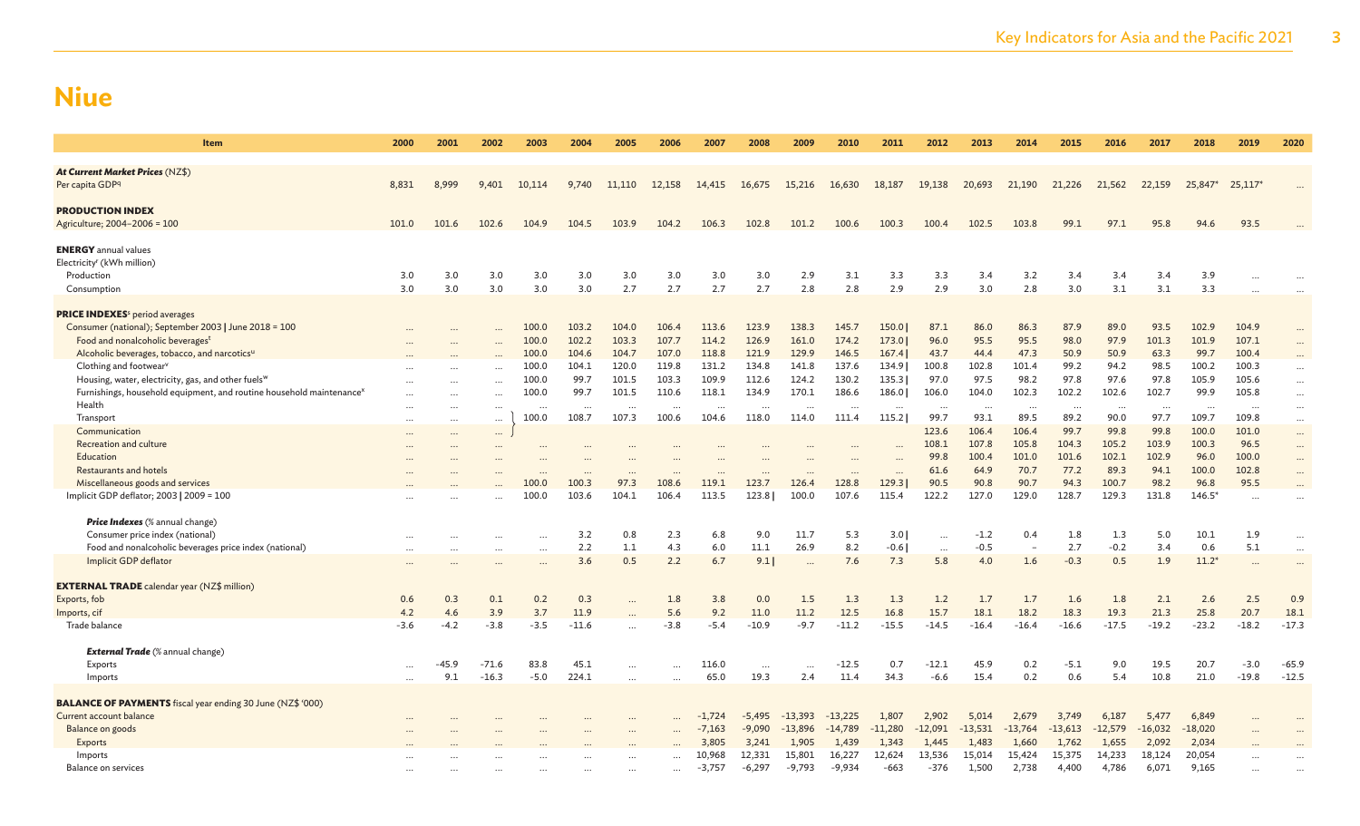# Niue

| Item | 2000 | 2001 | 2002 | 2003 | 2004 | 2005 | 2006 | 2007 | 2008 | 2009 | 2010 | 2011 | 2012 | 2013 | 2014 | 2015 | 2016 | 2017 | 2018 | 2019 | 2020 |
|---|---|---|---|---|---|---|---|---|---|---|---|---|---|---|---|---|---|---|---|---|---|
| ***At Current Market Prices*** (NZ$) | | | | | | | | | | | | | | | | | | | | | |
| Per capita GDP[q] | 8,831 | 8,999 | 9,401 | 10,114 | 9,740 | 11,110 | 12,158 | 14,415 | 16,675 | 15,216 | 16,630 | 18,187 | 19,138 | 20,693 | 21,190 | 21,226 | 21,562 | 22,159 | 25,847* | 25,117* | … |
| **PRODUCTION INDEX** | | | | | | | | | | | | | | | | | | | | | |
| Agriculture; 2004–2006 = 100 | 101.0 | 101.6 | 102.6 | 104.9 | 104.5 | 103.9 | 104.2 | 106.3 | 102.8 | 101.2 | 100.6 | 100.3 | 100.4 | 102.5 | 103.8 | 99.1 | 97.1 | 95.8 | 94.6 | 93.5 | … |
| **ENERGY** annual values | | | | | | | | | | | | | | | | | | | | | |
| Electricity[r] (kWh million) | | | | | | | | | | | | | | | | | | | | | |
| Production | 3.0 | 3.0 | 3.0 | 3.0 | 3.0 | 3.0 | 3.0 | 3.0 | 3.0 | 2.9 | 3.1 | 3.3 | 3.3 | 3.4 | 3.2 | 3.4 | 3.4 | 3.4 | 3.9 | … | … |
| Consumption | 3.0 | 3.0 | 3.0 | 3.0 | 3.0 | 2.7 | 2.7 | 2.7 | 2.7 | 2.8 | 2.8 | 2.9 | 2.9 | 3.0 | 2.8 | 3.0 | 3.1 | 3.1 | 3.3 | … | … |
| **PRICE INDEXES**[s] period averages | | | | | | | | | | | | | | | | | | | | | |
| Consumer (national); September 2003 \| June 2018 = 100 | … | … | … | 100.0 | 103.2 | 104.0 | 106.4 | 113.6 | 123.9 | 138.3 | 145.7 | 150.0 \| | 87.1 | 86.0 | 86.3 | 87.9 | 89.0 | 93.5 | 102.9 | 104.9 | … |
| Food and nonalcoholic beverages[t] | … | … | … | 100.0 | 102.2 | 103.3 | 107.7 | 114.2 | 126.9 | 161.0 | 174.2 | 173.0 \| | 96.0 | 95.5 | 95.5 | 98.0 | 97.9 | 101.3 | 101.9 | 107.1 | … |
| Alcoholic beverages, tobacco, and narcotics[u] | … | … | … | 100.0 | 104.6 | 104.7 | 107.0 | 118.8 | 121.9 | 129.9 | 146.5 | 167.4 \| | 43.7 | 44.4 | 47.3 | 50.9 | 50.9 | 63.3 | 99.7 | 100.4 | … |
| Clothing and footwear[v] | … | … | … | 100.0 | 104.1 | 120.0 | 119.8 | 131.2 | 134.8 | 141.8 | 137.6 | 134.9 \| | 100.8 | 102.8 | 101.4 | 99.2 | 94.2 | 98.5 | 100.2 | 100.3 | … |
| Housing, water, electricity, gas, and other fuels[w] | … | … | … | 100.0 | 99.7 | 101.5 | 103.3 | 109.9 | 112.6 | 124.2 | 130.2 | 135.3 \| | 97.0 | 97.5 | 98.2 | 97.8 | 97.6 | 97.8 | 105.9 | 105.6 | … |
| Furnishings, household equipment, and routine household maintenance[x] | … | … | … | 100.0 | 99.7 | 101.5 | 110.6 | 118.1 | 134.9 | 170.1 | 186.6 | 186.0 \| | 106.0 | 104.0 | 102.3 | 102.2 | 102.6 | 102.7 | 99.9 | 105.8 | … |
| Health | … | … | … | … | … | … | … | … | … | … | … | … | … | … | … | … | … | … | … | … | … |
| Transport | … | … | … | 100.0 | 108.7 | 107.3 | 100.6 | 104.6 | 118.0 | 114.0 | 111.4 | 115.2 \| | 99.7 | 93.1 | 89.5 | 89.2 | 90.0 | 97.7 | 109.7 | 109.8 | … |
| Communication | … | … | … | | | | | | | | | | 123.6 | 106.4 | 106.4 | 99.7 | 99.8 | 99.8 | 100.0 | 101.0 | … |
| Recreation and culture | … | … | … | … | … | … | … | … | … | … | … | … | 108.1 | 107.8 | 105.8 | 104.3 | 105.2 | 103.9 | 100.3 | 96.5 | … |
| Education | … | … | … | … | … | … | … | … | … | … | … | … | 99.8 | 100.4 | 101.0 | 101.6 | 102.1 | 102.9 | 96.0 | 100.0 | … |
| Restaurants and hotels | … | … | … | … | … | … | … | … | … | … | … | … | 61.6 | 64.9 | 70.7 | 77.2 | 89.3 | 94.1 | 100.0 | 102.8 | … |
| Miscellaneous goods and services | … | … | … | 100.0 | 100.3 | 97.3 | 108.6 | 119.1 | 123.7 | 126.4 | 128.8 | 129.3 \| | 90.5 | 90.8 | 90.7 | 94.3 | 100.7 | 98.2 | 96.8 | 95.5 | … |
| Implicit GDP deflator; 2003 \| 2009 = 100 | … | … | … | 100.0 | 103.6 | 104.1 | 106.4 | 113.5 | 123.8 \| | 100.0 | 107.6 | 115.4 | 122.2 | 127.0 | 129.0 | 128.7 | 129.3 | 131.8 | 146.5* | … | … |
| ***Price Indexes*** (% annual change) | | | | | | | | | | | | | | | | | | | | | |
| Consumer price index (national) | … | … | … | … | 3.2 | 0.8 | 2.3 | 6.8 | 9.0 | 11.7 | 5.3 | 3.0 \| | … | -1.2 | 0.4 | 1.8 | 1.3 | 5.0 | 10.1 | 1.9 | … |
| Food and nonalcoholic beverages price index (national) | … | … | … | … | 2.2 | 1.1 | 4.3 | 6.0 | 11.1 | 26.9 | 8.2 | -0.6 \| | … | -0.5 | – | 2.7 | -0.2 | 3.4 | 0.6 | 5.1 | … |
| Implicit GDP deflator | … | … | … | … | 3.6 | 0.5 | 2.2 | 6.7 | 9.1 \| | … | 7.6 | 7.3 | 5.8 | 4.0 | 1.6 | -0.3 | 0.5 | 1.9 | 11.2* | … | … |
| **EXTERNAL TRADE** calendar year (NZ$ million) | | | | | | | | | | | | | | | | | | | | | |
| Exports, fob | 0.6 | 0.3 | 0.1 | 0.2 | 0.3 | … | 1.8 | 3.8 | 0.0 | 1.5 | 1.3 | 1.3 | 1.2 | 1.7 | 1.7 | 1.6 | 1.8 | 2.1 | 2.6 | 2.5 | 0.9 |
| Imports, cif | 4.2 | 4.6 | 3.9 | 3.7 | 11.9 | … | 5.6 | 9.2 | 11.0 | 11.2 | 12.5 | 16.8 | 15.7 | 18.1 | 18.2 | 18.3 | 19.3 | 21.3 | 25.8 | 20.7 | 18.1 |
| Trade balance | -3.6 | -4.2 | -3.8 | -3.5 | -11.6 | … | -3.8 | -5.4 | -10.9 | -9.7 | -11.2 | -15.5 | -14.5 | -16.4 | -16.4 | -16.6 | -17.5 | -19.2 | -23.2 | -18.2 | -17.3 |
| ***External Trade*** (% annual change) | | | | | | | | | | | | | | | | | | | | | |
| Exports | … | -45.9 | -71.6 | 83.8 | 45.1 | … | … | 116.0 | … | … | -12.5 | 0.7 | -12.1 | 45.9 | 0.2 | -5.1 | 9.0 | 19.5 | 20.7 | -3.0 | -65.9 |
| Imports | … | 9.1 | -16.3 | -5.0 | 224.1 | … | … | 65.0 | 19.3 | 2.4 | 11.4 | 34.3 | -6.6 | 15.4 | 0.2 | 0.6 | 5.4 | 10.8 | 21.0 | -19.8 | -12.5 |
| **BALANCE OF PAYMENTS** fiscal year ending 30 June (NZ$ '000) | | | | | | | | | | | | | | | | | | | | | |
| Current account balance | … | … | … | … | … | … | … | -1,724 | -5,495 | -13,393 | -13,225 | 1,807 | 2,902 | 5,014 | 2,679 | 3,749 | 6,187 | 5,477 | 6,849 | … | … |
| Balance on goods | … | … | … | … | … | … | … | -7,163 | -9,090 | -13,896 | -14,789 | -11,280 | -12,091 | -13,531 | -13,764 | -13,613 | -12,579 | -16,032 | -18,020 | … | … |
| Exports | … | … | … | … | … | … | … | 3,805 | 3,241 | 1,905 | 1,439 | 1,343 | 1,445 | 1,483 | 1,660 | 1,762 | 1,655 | 2,092 | 2,034 | … | … |
| Imports | … | … | … | … | … | … | … | 10,968 | 12,331 | 15,801 | 16,227 | 12,624 | 13,536 | 15,014 | 15,424 | 15,375 | 14,233 | 18,124 | 20,054 | … | … |
| Balance on services | … | … | … | … | … | … | … | -3,757 | -6,297 | -9,793 | -9,934 | -663 | -376 | 1,500 | 2,738 | 4,400 | 4,786 | 6,071 | 9,165 | … | … |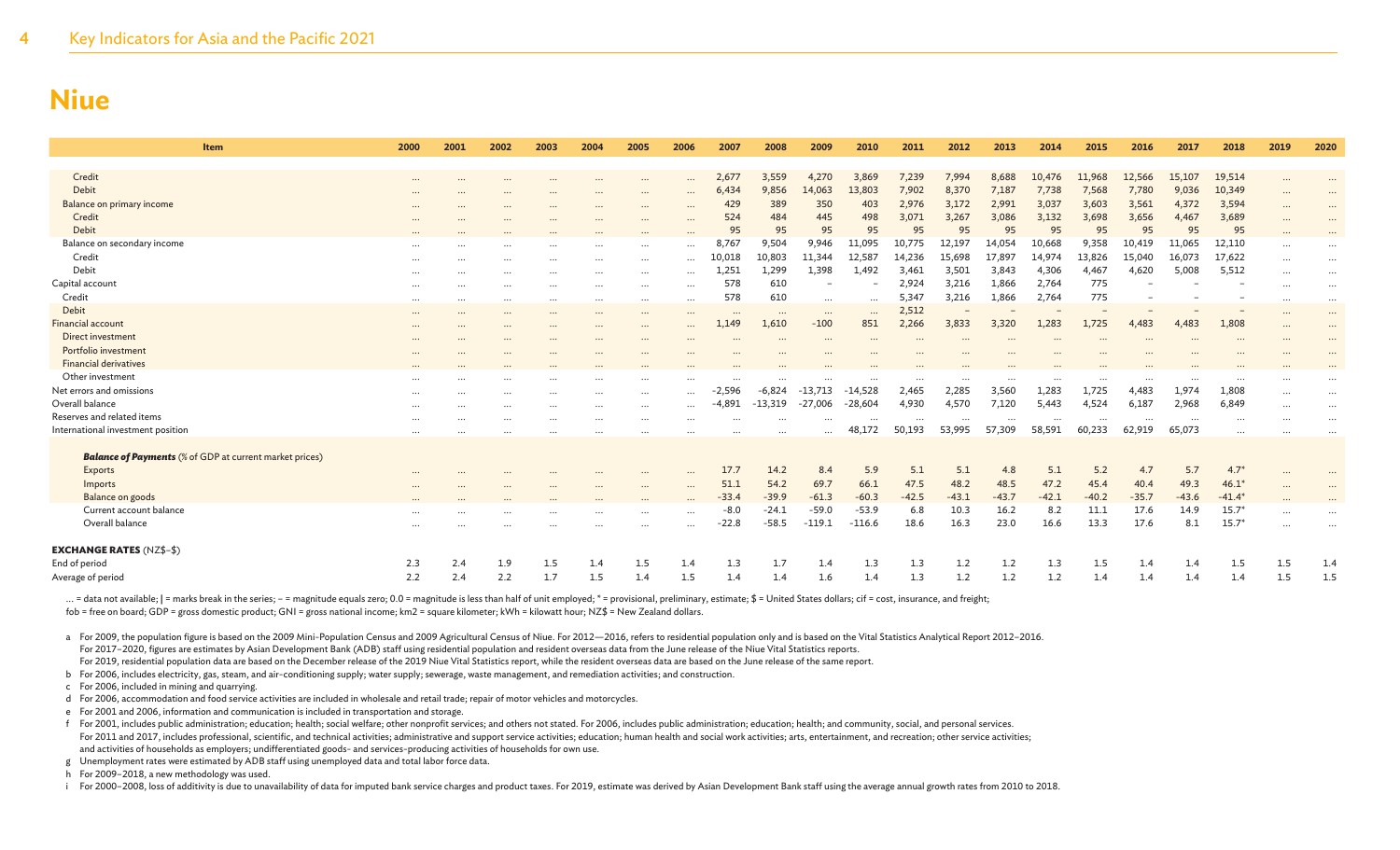## Niue

| Item | 2000 | 2001 | 2002 | 2003 | 2004 | 2005 | 2006 | 2007 | 2008 | 2009 | 2010 | 2011 | 2012 | 2013 | 2014 | 2015 | 2016 | 2017 | 2018 | 2019 | 2020 |
|---|---|---|---|---|---|---|---|---|---|---|---|---|---|---|---|---|---|---|---|---|---|
| Credit | ... | ... | ... | ... | ... | ... | ... | 2,677 | 3,559 | 4,270 | 3,869 | 7,239 | 7,994 | 8,688 | 10,476 | 11,968 | 12,566 | 15,107 | 19,514 | ... | ... |
| Debit | ... | ... | ... | ... | ... | ... | ... | 6,434 | 9,856 | 14,063 | 13,803 | 7,902 | 8,370 | 7,187 | 7,738 | 7,568 | 7,780 | 9,036 | 10,349 | ... | ... |
| Balance on primary income | ... | ... | ... | ... | ... | ... | ... | 429 | 389 | 350 | 403 | 2,976 | 3,172 | 2,991 | 3,037 | 3,603 | 3,561 | 4,372 | 3,594 | ... | ... |
| Credit | ... | ... | ... | ... | ... | ... | ... | 524 | 484 | 445 | 498 | 3,071 | 3,267 | 3,086 | 3,132 | 3,698 | 3,656 | 4,467 | 3,689 | ... | ... |
| Debit | ... | ... | ... | ... | ... | ... | ... | 95 | 95 | 95 | 95 | 95 | 95 | 95 | 95 | 95 | 95 | 95 | 95 | ... | ... |
| Balance on secondary income | ... | ... | ... | ... | ... | ... | ... | 8,767 | 9,504 | 9,946 | 11,095 | 10,775 | 12,197 | 14,054 | 10,668 | 9,358 | 10,419 | 11,065 | 12,110 | ... | ... |
| Credit | ... | ... | ... | ... | ... | ... | ... | 10,018 | 10,803 | 11,344 | 12,587 | 14,236 | 15,698 | 17,897 | 14,974 | 13,826 | 15,040 | 16,073 | 17,622 | ... | ... |
| Debit | ... | ... | ... | ... | ... | ... | ... | 1,251 | 1,299 | 1,398 | 1,492 | 3,461 | 3,501 | 3,843 | 4,306 | 4,467 | 4,620 | 5,008 | 5,512 | ... | ... |
| Capital account | ... | ... | ... | ... | ... | ... | ... | 578 | 610 | – | – | 2,924 | 3,216 | 1,866 | 2,764 | 775 | – | – | – | ... | ... |
| Credit | ... | ... | ... | ... | ... | ... | ... | 578 | 610 | ... | ... | 5,347 | 3,216 | 1,866 | 2,764 | 775 | – | – | – | ... | ... |
| Debit | ... | ... | ... | ... | ... | ... | ... | ... | ... | ... | ... | 2,512 | – | – | – | – | – | – | – | ... | ... |
| Financial account | ... | ... | ... | ... | ... | ... | ... | 1,149 | 1,610 | -100 | 851 | 2,266 | 3,833 | 3,320 | 1,283 | 1,725 | 4,483 | 4,483 | 1,808 | ... | ... |
| Direct investment | ... | ... | ... | ... | ... | ... | ... | ... | ... | ... | ... | ... | ... | ... | ... | ... | ... | ... | ... | ... | ... |
| Portfolio investment | ... | ... | ... | ... | ... | ... | ... | ... | ... | ... | ... | ... | ... | ... | ... | ... | ... | ... | ... | ... | ... |
| Financial derivatives | ... | ... | ... | ... | ... | ... | ... | ... | ... | ... | ... | ... | ... | ... | ... | ... | ... | ... | ... | ... | ... |
| Other investment | ... | ... | ... | ... | ... | ... | ... | ... | ... | ... | ... | ... | ... | ... | ... | ... | ... | ... | ... | ... | ... |
| Net errors and omissions | ... | ... | ... | ... | ... | ... | ... | -2,596 | -6,824 | -13,713 | -14,528 | 2,465 | 2,285 | 3,560 | 1,283 | 1,725 | 4,483 | 1,974 | 1,808 | ... | ... |
| Overall balance | ... | ... | ... | ... | ... | ... | ... | -4,891 | -13,319 | -27,006 | -28,604 | 4,930 | 4,570 | 7,120 | 5,443 | 4,524 | 6,187 | 2,968 | 6,849 | ... | ... |
| Reserves and related items | ... | ... | ... | ... | ... | ... | ... | ... | ... | ... | ... | ... | ... | ... | ... | ... | ... | ... | ... | ... | ... |
| International investment position | ... | ... | ... | ... | ... | ... | ... | ... | ... | ... | 48,172 | 50,193 | 53,995 | 57,309 | 58,591 | 60,233 | 62,919 | 65,073 | ... | ... | ... |
| ***Balance of Payments*** (% of GDP at current market prices) | | | | | | | | | | | | | | | | | | | | | |
| Exports | ... | ... | ... | ... | ... | ... | ... | 17.7 | 14.2 | 8.4 | 5.9 | 5.1 | 5.1 | 4.8 | 5.1 | 5.2 | 4.7 | 5.7 | 4.7* | ... | ... |
| Imports | ... | ... | ... | ... | ... | ... | ... | 51.1 | 54.2 | 69.7 | 66.1 | 47.5 | 48.2 | 48.5 | 47.2 | 45.4 | 40.4 | 49.3 | 46.1* | ... | ... |
| Balance on goods | ... | ... | ... | ... | ... | ... | ... | -33.4 | -39.9 | -61.3 | -60.3 | -42.5 | -43.1 | -43.7 | -42.1 | -40.2 | -35.7 | -43.6 | -41.4* | ... | ... |
| Current account balance | ... | ... | ... | ... | ... | ... | ... | -8.0 | -24.1 | -59.0 | -53.9 | 6.8 | 10.3 | 16.2 | 8.2 | 11.1 | 17.6 | 14.9 | 15.7* | ... | ... |
| Overall balance | ... | ... | ... | ... | ... | ... | ... | -22.8 | -58.5 | -119.1 | -116.6 | 18.6 | 16.3 | 23.0 | 16.6 | 13.3 | 17.6 | 8.1 | 15.7* | ... | ... |
| **EXCHANGE RATES** (NZ$–$) | | | | | | | | | | | | | | | | | | | | | |
| End of period | 2.3 | 2.4 | 1.9 | 1.5 | 1.4 | 1.5 | 1.4 | 1.3 | 1.7 | 1.4 | 1.3 | 1.3 | 1.2 | 1.2 | 1.3 | 1.5 | 1.4 | 1.4 | 1.5 | 1.5 | 1.4 |
| Average of period | 2.2 | 2.4 | 2.2 | 1.7 | 1.5 | 1.4 | 1.5 | 1.4 | 1.4 | 1.6 | 1.4 | 1.3 | 1.2 | 1.2 | 1.2 | 1.4 | 1.4 | 1.4 | 1.4 | 1.5 | 1.5 |

... = data not available; | = marks break in the series; – = magnitude equals zero; 0.0 = magnitude is less than half of unit employed; * = provisional, preliminary, estimate; $ = United States dollars; cif = cost, insurance, and freight; fob = free on board; GDP = gross domestic product; GNI = gross national income; km2 = square kilometer; kWh = kilowatt hour; NZ$ = New Zealand dollars.

a For 2009, the population figure is based on the 2009 Mini-Population Census and 2009 Agricultural Census of Niue. For 2012—2016, refers to residential population only and is based on the Vital Statistics Analytical Report 2012–2016. For 2017–2020, figures are estimates by Asian Development Bank (ADB) staff using residential population and resident overseas data from the June release of the Niue Vital Statistics reports. For 2019, residential population data are based on the December release of the 2019 Niue Vital Statistics report, while the resident overseas data are based on the June release of the same report.

b For 2006, includes electricity, gas, steam, and air-conditioning supply; water supply; sewerage, waste management, and remediation activities; and construction.

c For 2006, included in mining and quarrying.

d For 2006, accommodation and food service activities are included in wholesale and retail trade; repair of motor vehicles and motorcycles.

e For 2001 and 2006, information and communication is included in transportation and storage.

f For 2001, includes public administration; education; health; social welfare; other nonprofit services; and others not stated. For 2006, includes public administration; education; health; and community, social, and personal services. For 2011 and 2017, includes professional, scientific, and technical activities; administrative and support service activities; education; human health and social work activities; arts, entertainment, and recreation; other service activities; and activities of households as employers; undifferentiated goods- and services-producing activities of households for own use.

g Unemployment rates were estimated by ADB staff using unemployed data and total labor force data.

h For 2009–2018, a new methodology was used.

i For 2000–2008, loss of additivity is due to unavailability of data for imputed bank service charges and product taxes. For 2019, estimate was derived by Asian Development Bank staff using the average annual growth rates from 2010 to 2018.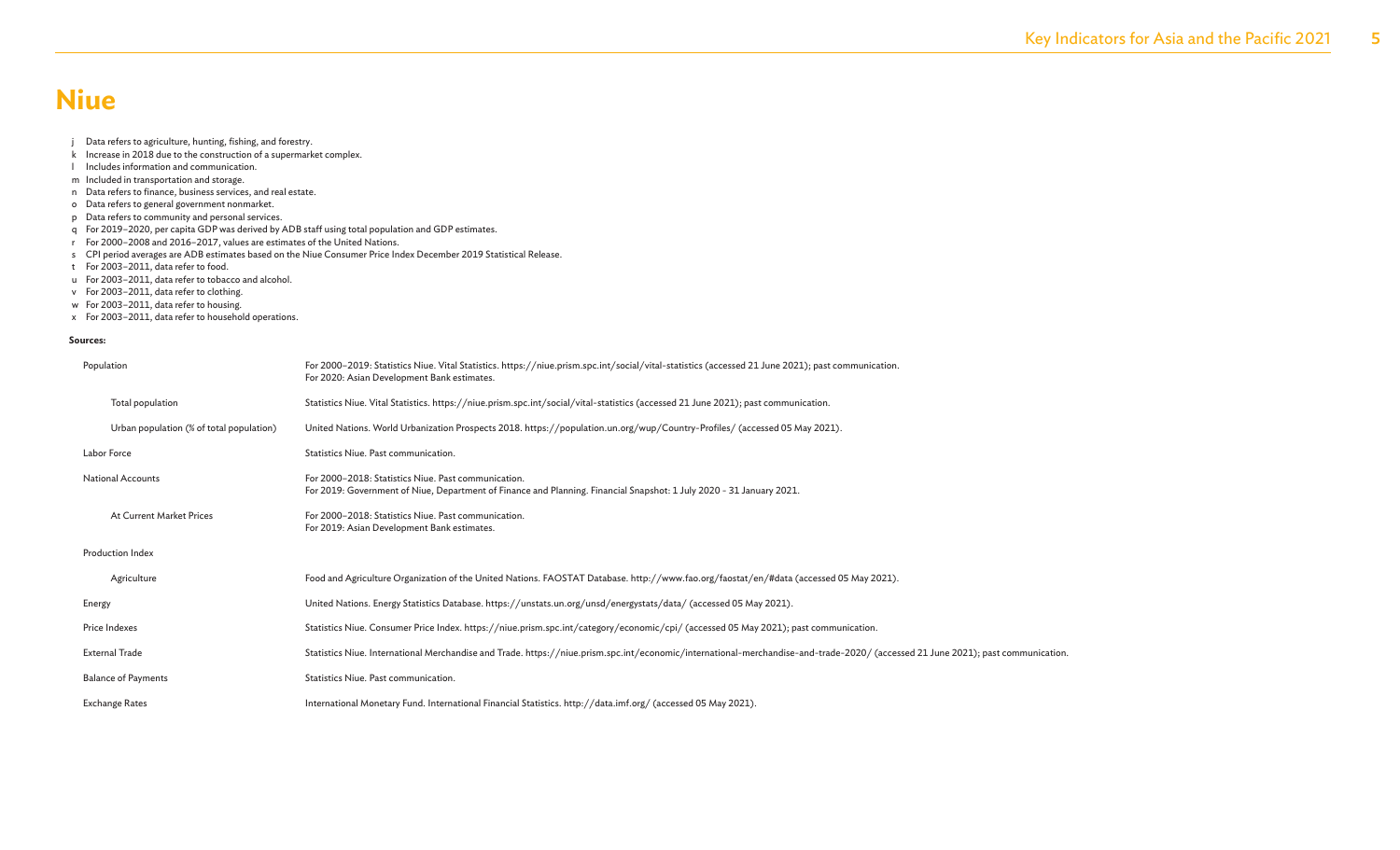# Niue

- j Data refers to agriculture, hunting, fishing, and forestry.
- k Increase in 2018 due to the construction of a supermarket complex.
- l Includes information and communication.
- m Included in transportation and storage.
- n Data refers to finance, business services, and real estate.
- o Data refers to general government nonmarket.
- p Data refers to community and personal services.
- q For 2019–2020, per capita GDP was derived by ADB staff using total population and GDP estimates.
- r For 2000–2008 and 2016–2017, values are estimates of the United Nations.
- s CPI period averages are ADB estimates based on the Niue Consumer Price Index December 2019 Statistical Release.
- t For 2003–2011, data refer to food.
- u For 2003–2011, data refer to tobacco and alcohol.
- v For 2003–2011, data refer to clothing.
- w For 2003–2011, data refer to housing.
- x For 2003–2011, data refer to household operations.

**Sources:**

| | |
|---|---|
| Population | For 2000–2019: Statistics Niue. Vital Statistics. https://niue.prism.spc.int/social/vital-statistics (accessed 21 June 2021); past communication. For 2020: Asian Development Bank estimates. |
| Total population | Statistics Niue. Vital Statistics. https://niue.prism.spc.int/social/vital-statistics (accessed 21 June 2021); past communication. |
| Urban population (% of total population) | United Nations. World Urbanization Prospects 2018. https://population.un.org/wup/Country-Profiles/ (accessed 05 May 2021). |
| Labor Force | Statistics Niue. Past communication. |
| National Accounts | For 2000–2018: Statistics Niue. Past communication. For 2019: Government of Niue, Department of Finance and Planning. Financial Snapshot: 1 July 2020 - 31 January 2021. |
| At Current Market Prices | For 2000–2018: Statistics Niue. Past communication. For 2019: Asian Development Bank estimates. |
| Production Index | |
| Agriculture | Food and Agriculture Organization of the United Nations. FAOSTAT Database. http://www.fao.org/faostat/en/#data (accessed 05 May 2021). |
| Energy | United Nations. Energy Statistics Database. https://unstats.un.org/unsd/energystats/data/ (accessed 05 May 2021). |
| Price Indexes | Statistics Niue. Consumer Price Index. https://niue.prism.spc.int/category/economic/cpi/ (accessed 05 May 2021); past communication. |
| External Trade | Statistics Niue. International Merchandise and Trade. https://niue.prism.spc.int/economic/international-merchandise-and-trade-2020/ (accessed 21 June 2021); past communication. |
| Balance of Payments | Statistics Niue. Past communication. |
| Exchange Rates | International Monetary Fund. International Financial Statistics. http://data.imf.org/ (accessed 05 May 2021). |